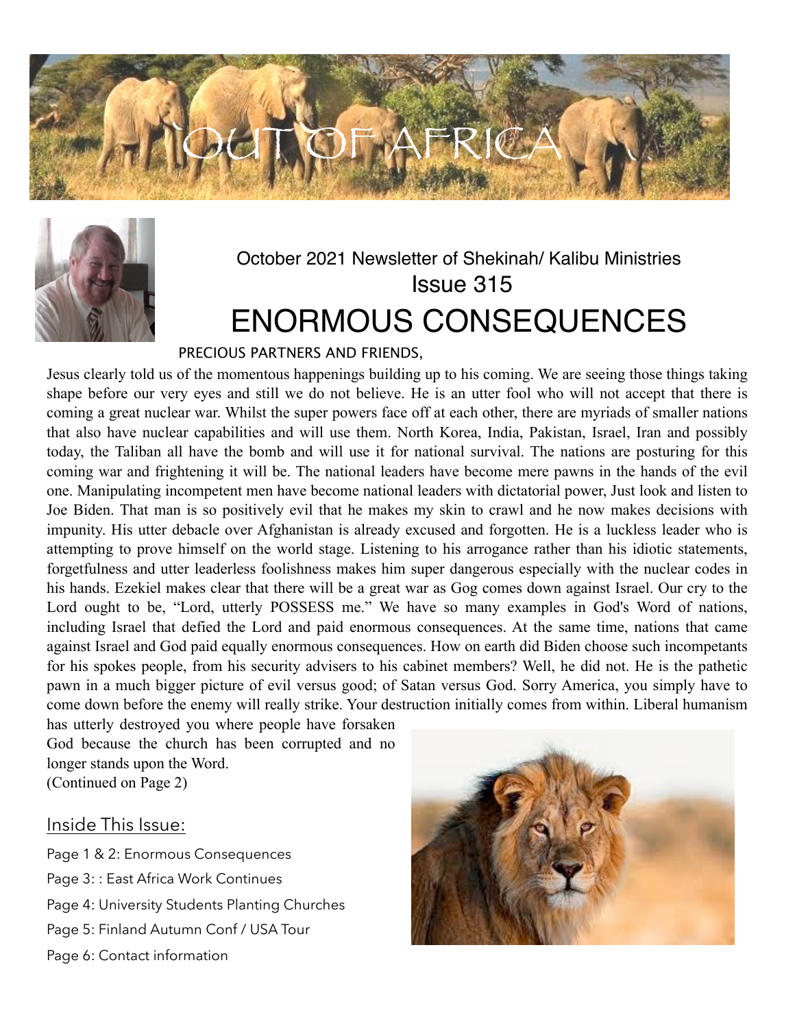# OUT OF AFRICA

October 2021 Newsletter of Shekinah/ Kalibu Ministries

Issue 315

# ENORMOUS CONSEQUENCES

PRECIOUS PARTNERS AND FRIENDS,

Jesus clearly told us of the momentous happenings building up to his coming. We are seeing those things taking shape before our very eyes and still we do not believe. He is an utter fool who will not accept that there is coming a great nuclear war. Whilst the super powers face off at each other, there are myriads of smaller nations that also have nuclear capabilities and will use them. North Korea, India, Pakistan, Israel, Iran and possibly today, the Taliban all have the bomb and will use it for national survival. The nations are posturing for this coming war and frightening it will be. The national leaders have become mere pawns in the hands of the evil one. Manipulating incompetent men have become national leaders with dictatorial power, Just look and listen to Joe Biden. That man is so positively evil that he makes my skin to crawl and he now makes decisions with impunity. His utter debacle over Afghanistan is already excused and forgotten. He is a luckless leader who is attempting to prove himself on the world stage. Listening to his arrogance rather than his idiotic statements, forgetfulness and utter leaderless foolishness makes him super dangerous especially with the nuclear codes in his hands. Ezekiel makes clear that there will be a great war as Gog comes down against Israel. Our cry to the Lord ought to be, "Lord, utterly POSSESS me." We have so many examples in God's Word of nations, including Israel that defied the Lord and paid enormous consequences. At the same time, nations that came against Israel and God paid equally enormous consequences. How on earth did Biden choose such incompetants for his spokes people, from his security advisers to his cabinet members? Well, he did not. He is the pathetic pawn in a much bigger picture of evil versus good; of Satan versus God. Sorry America, you simply have to come down before the enemy will really strike. Your destruction initially comes from within. Liberal humanism has utterly destroyed you where people have forsaken God because the church has been corrupted and no longer stands upon the Word.

(Continued on Page 2)

## Inside This Issue:

Page 1 & 2: Enormous Consequences

Page 3: : East Africa Work Continues

Page 4: University Students Planting Churches

Page 5: Finland Autumn Conf / USA Tour

Page 6: Contact information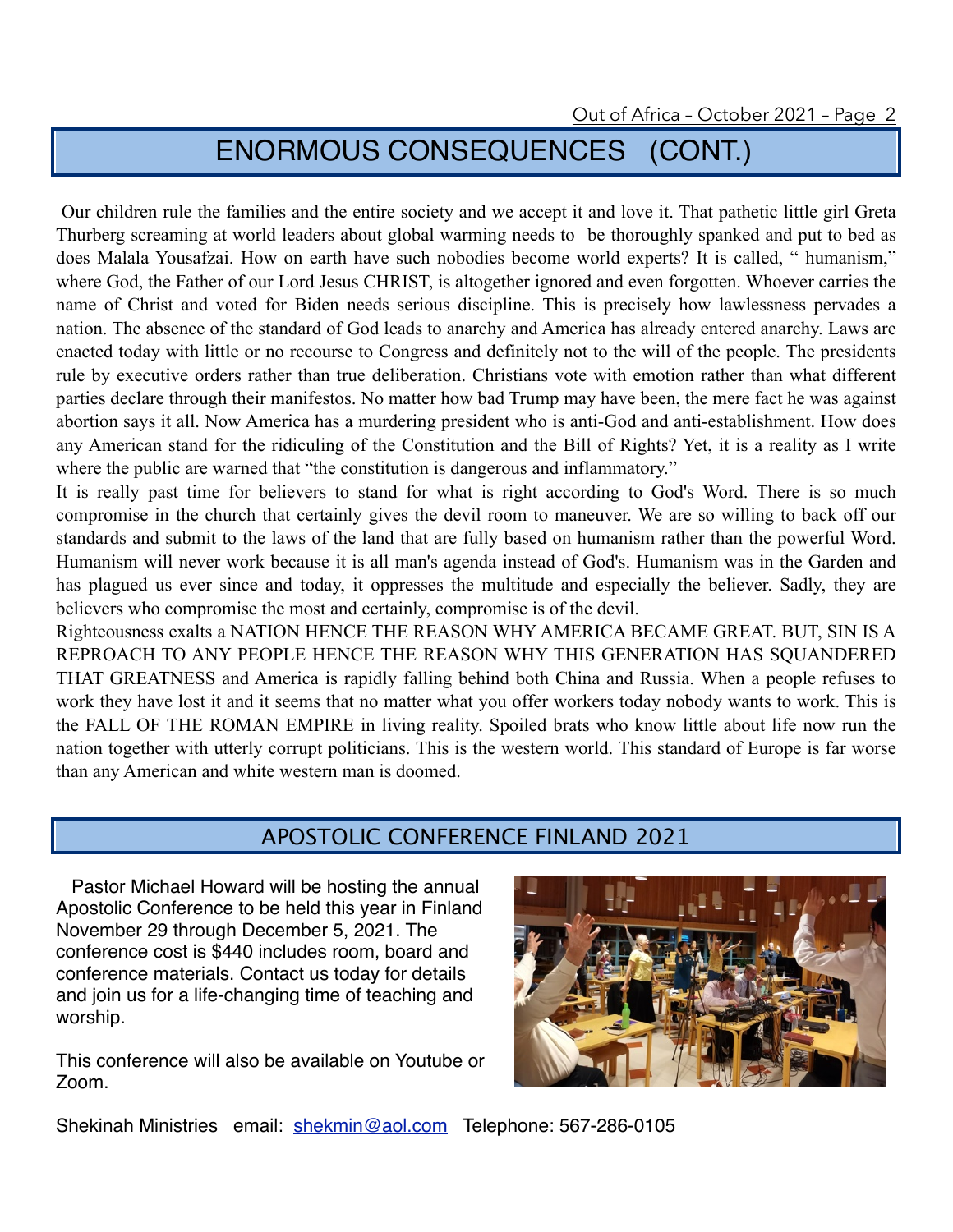# ENORMOUS CONSEQUENCES (CONT.)

Our children rule the families and the entire society and we accept it and love it. That pathetic little girl Greta Thurberg screaming at world leaders about global warming needs to be thoroughly spanked and put to bed as does Malala Yousafzai. How on earth have such nobodies become world experts? It is called, " humanism," where God, the Father of our Lord Jesus CHRIST, is altogether ignored and even forgotten. Whoever carries the name of Christ and voted for Biden needs serious discipline. This is precisely how lawlessness pervades a nation. The absence of the standard of God leads to anarchy and America has already entered anarchy. Laws are enacted today with little or no recourse to Congress and definitely not to the will of the people. The presidents rule by executive orders rather than true deliberation. Christians vote with emotion rather than what different parties declare through their manifestos. No matter how bad Trump may have been, the mere fact he was against abortion says it all. Now America has a murdering president who is anti-God and anti-establishment. How does any American stand for the ridiculing of the Constitution and the Bill of Rights? Yet, it is a reality as I write where the public are warned that "the constitution is dangerous and inflammatory."

It is really past time for believers to stand for what is right according to God's Word. There is so much compromise in the church that certainly gives the devil room to maneuver. We are so willing to back off our standards and submit to the laws of the land that are fully based on humanism rather than the powerful Word. Humanism will never work because it is all man's agenda instead of God's. Humanism was in the Garden and has plagued us ever since and today, it oppresses the multitude and especially the believer. Sadly, they are believers who compromise the most and certainly, compromise is of the devil.

Righteousness exalts a NATION HENCE THE REASON WHY AMERICA BECAME GREAT. BUT, SIN IS A REPROACH TO ANY PEOPLE HENCE THE REASON WHY THIS GENERATION HAS SQUANDERED THAT GREATNESS and America is rapidly falling behind both China and Russia. When a people refuses to work they have lost it and it seems that no matter what you offer workers today nobody wants to work. This is the FALL OF THE ROMAN EMPIRE in living reality. Spoiled brats who know little about life now run the nation together with utterly corrupt politicians. This is the western world. This standard of Europe is far worse than any American and white western man is doomed.

## APOSTOLIC CONFERENCE FINLAND 2021

Pastor Michael Howard will be hosting the annual Apostolic Conference to be held this year in Finland November 29 through December 5, 2021. The conference cost is $440 includes room, board and conference materials. Contact us today for details and join us for a life-changing time of teaching and worship.

This conference will also be available on Youtube or Zoom.

Shekinah Ministries email: shekmin@aol.com Telephone: 567-286-0105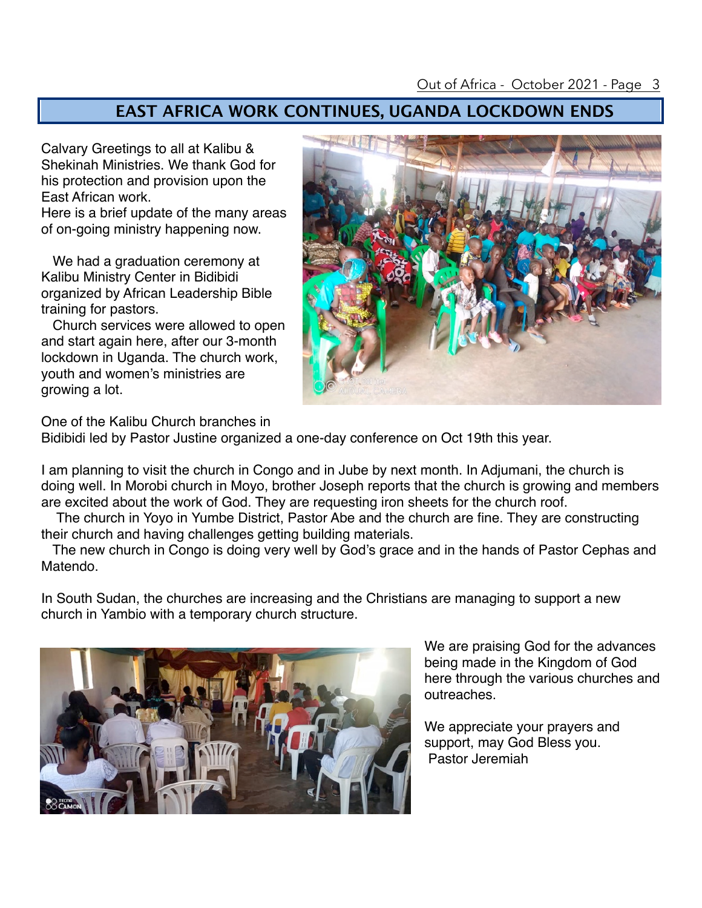## EAST AFRICA WORK CONTINUES, UGANDA LOCKDOWN ENDS

Calvary Greetings to all at Kalibu & Shekinah Ministries. We thank God for his protection and provision upon the East African work.
Here is a brief update of the many areas of on-going ministry happening now.

We had a graduation ceremony at Kalibu Ministry Center in Bidibidi organized by African Leadership Bible training for pastors.

Church services were allowed to open and start again here, after our 3-month lockdown in Uganda. The church work, youth and women's ministries are growing a lot.

One of the Kalibu Church branches in Bidibidi led by Pastor Justine organized a one-day conference on Oct 19th this year.

I am planning to visit the church in Congo and in Jube by next month. In Adjumani, the church is doing well. In Morobi church in Moyo, brother Joseph reports that the church is growing and members are excited about the work of God. They are requesting iron sheets for the church roof.

The church in Yoyo in Yumbe District, Pastor Abe and the church are fine. They are constructing their church and having challenges getting building materials.

The new church in Congo is doing very well by God's grace and in the hands of Pastor Cephas and Matendo.

In South Sudan, the churches are increasing and the Christians are managing to support a new church in Yambio with a temporary church structure.

We are praising God for the advances being made in the Kingdom of God here through the various churches and outreaches.

We appreciate your prayers and support, may God Bless you.
Pastor Jeremiah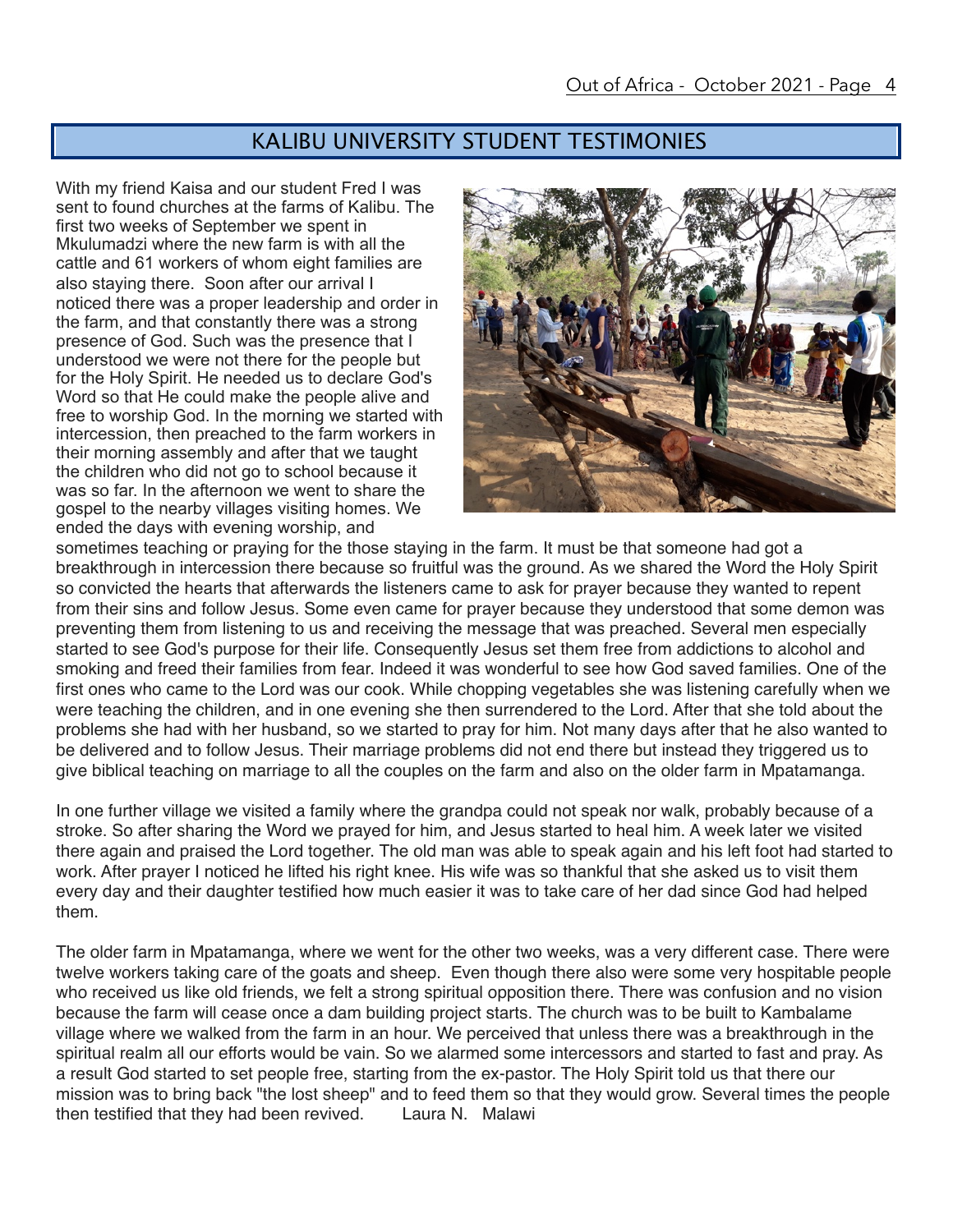## KALIBU UNIVERSITY STUDENT TESTIMONIES

With my friend Kaisa and our student Fred I was sent to found churches at the farms of Kalibu. The first two weeks of September we spent in Mkulumadzi where the new farm is with all the cattle and 61 workers of whom eight families are also staying there. Soon after our arrival I noticed there was a proper leadership and order in the farm, and that constantly there was a strong presence of God. Such was the presence that I understood we were not there for the people but for the Holy Spirit. He needed us to declare God's Word so that He could make the people alive and free to worship God. In the morning we started with intercession, then preached to the farm workers in their morning assembly and after that we taught the children who did not go to school because it was so far. In the afternoon we went to share the gospel to the nearby villages visiting homes. We ended the days with evening worship, and sometimes teaching or praying for the those staying in the farm. It must be that someone had got a breakthrough in intercession there because so fruitful was the ground. As we shared the Word the Holy Spirit so convicted the hearts that afterwards the listeners came to ask for prayer because they wanted to repent from their sins and follow Jesus. Some even came for prayer because they understood that some demon was preventing them from listening to us and receiving the message that was preached. Several men especially started to see God's purpose for their life. Consequently Jesus set them free from addictions to alcohol and smoking and freed their families from fear. Indeed it was wonderful to see how God saved families. One of the first ones who came to the Lord was our cook. While chopping vegetables she was listening carefully when we were teaching the children, and in one evening she then surrendered to the Lord. After that she told about the problems she had with her husband, so we started to pray for him. Not many days after that he also wanted to be delivered and to follow Jesus. Their marriage problems did not end there but instead they triggered us to give biblical teaching on marriage to all the couples on the farm and also on the older farm in Mpatamanga.

In one further village we visited a family where the grandpa could not speak nor walk, probably because of a stroke. So after sharing the Word we prayed for him, and Jesus started to heal him. A week later we visited there again and praised the Lord together. The old man was able to speak again and his left foot had started to work. After prayer I noticed he lifted his right knee. His wife was so thankful that she asked us to visit them every day and their daughter testified how much easier it was to take care of her dad since God had helped them.

The older farm in Mpatamanga, where we went for the other two weeks, was a very different case. There were twelve workers taking care of the goats and sheep. Even though there also were some very hospitable people who received us like old friends, we felt a strong spiritual opposition there. There was confusion and no vision because the farm will cease once a dam building project starts. The church was to be built to Kambalame village where we walked from the farm in an hour. We perceived that unless there was a breakthrough in the spiritual realm all our efforts would be vain. So we alarmed some intercessors and started to fast and pray. As a result God started to set people free, starting from the ex-pastor. The Holy Spirit told us that there our mission was to bring back "the lost sheep" and to feed them so that they would grow. Several times the people then testified that they had been revived. Laura N. Malawi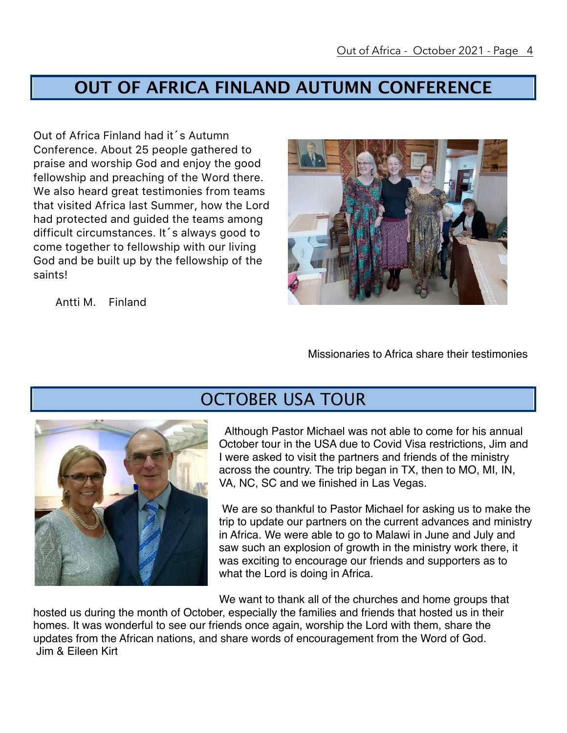## OUT OF AFRICA FINLAND AUTUMN CONFERENCE

Out of Africa Finland had it´s Autumn Conference. About 25 people gathered to praise and worship God and enjoy the good fellowship and preaching of the Word there. We also heard great testimonies from teams that visited Africa last Summer, how the Lord had protected and guided the teams among difficult circumstances. It´s always good to come together to fellowship with our living God and be built up by the fellowship of the saints!

Antti M. Finland

Missionaries to Africa share their testimonies

## OCTOBER USA TOUR

Although Pastor Michael was not able to come for his annual October tour in the USA due to Covid Visa restrictions, Jim and I were asked to visit the partners and friends of the ministry across the country. The trip began in TX, then to MO, MI, IN, VA, NC, SC and we finished in Las Vegas.

We are so thankful to Pastor Michael for asking us to make the trip to update our partners on the current advances and ministry in Africa. We were able to go to Malawi in June and July and saw such an explosion of growth in the ministry work there, it was exciting to encourage our friends and supporters as to what the Lord is doing in Africa.

We want to thank all of the churches and home groups that hosted us during the month of October, especially the families and friends that hosted us in their homes. It was wonderful to see our friends once again, worship the Lord with them, share the updates from the African nations, and share words of encouragement from the Word of God.

Jim & Eileen Kirt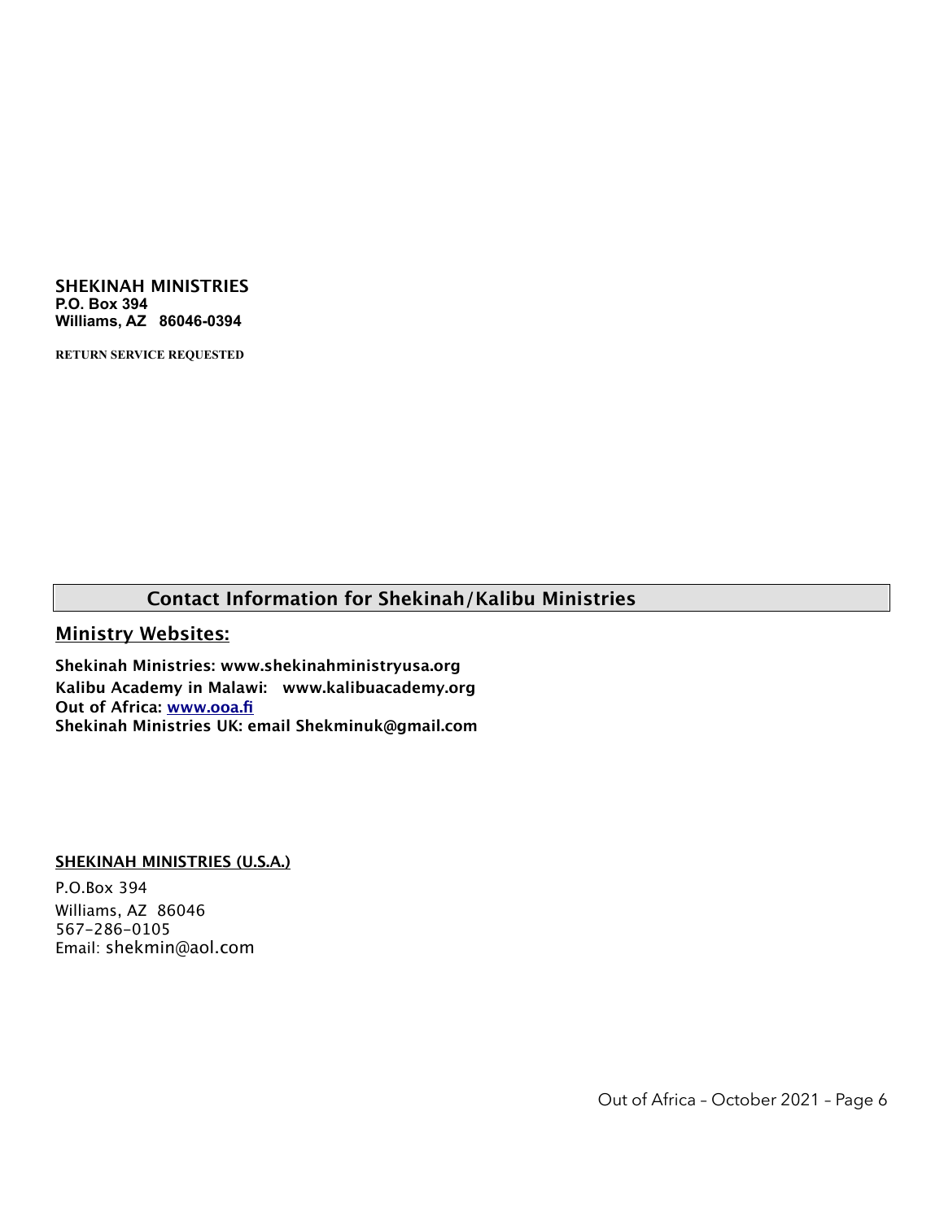**SHEKINAH MINISTRIES**
**P.O. Box 394**
**Williams, AZ 86046-0394**

**RETURN SERVICE REQUESTED**

## Contact Information for Shekinah/Kalibu Ministries

### Ministry Websites:

**Shekinah Ministries: www.shekinahministryusa.org**
**Kalibu Academy in Malawi: www.kalibuacademy.org**
**Out of Africa: [www.ooa.fi](http://www.ooa.fi)**
**Shekinah Ministries UK: email Shekminuk@gmail.com**

**SHEKINAH MINISTRIES (U.S.A.)**

P.O.Box 394
Williams, AZ 86046
567-286-0105
Email: shekmin@aol.com